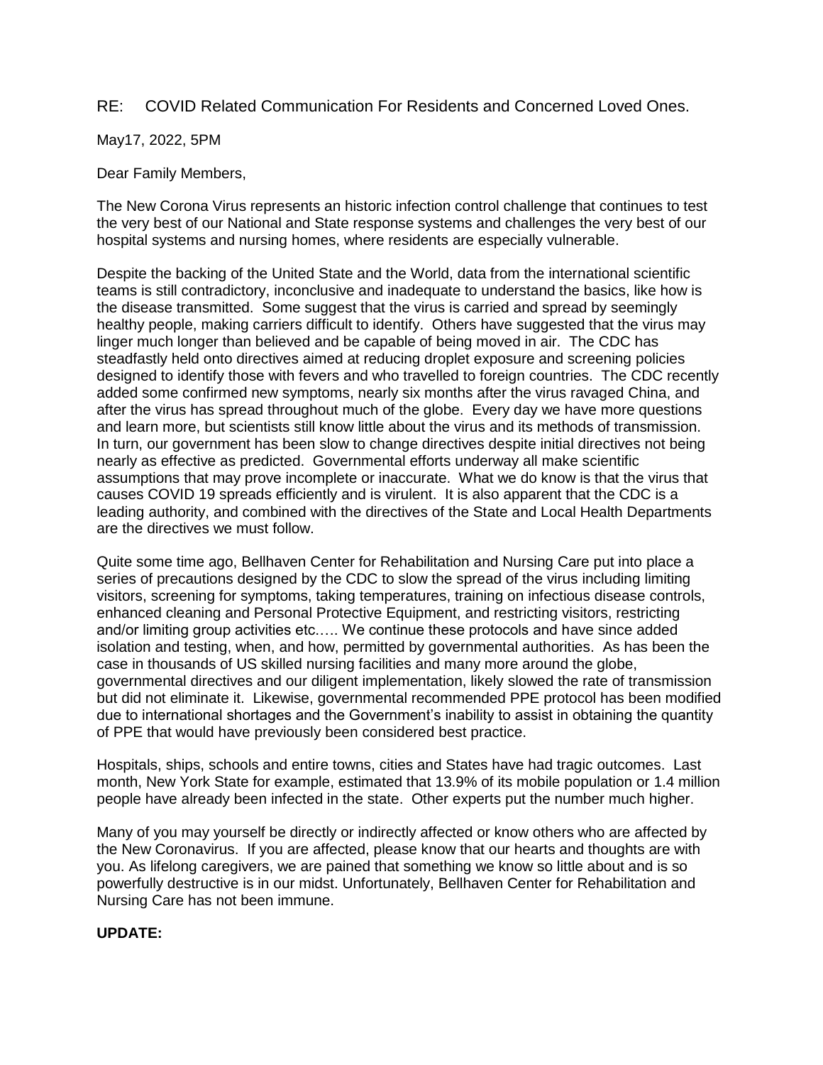RE: COVID Related Communication For Residents and Concerned Loved Ones.

May17, 2022, 5PM

Dear Family Members,

The New Corona Virus represents an historic infection control challenge that continues to test the very best of our National and State response systems and challenges the very best of our hospital systems and nursing homes, where residents are especially vulnerable.

Despite the backing of the United State and the World, data from the international scientific teams is still contradictory, inconclusive and inadequate to understand the basics, like how is the disease transmitted. Some suggest that the virus is carried and spread by seemingly healthy people, making carriers difficult to identify. Others have suggested that the virus may linger much longer than believed and be capable of being moved in air. The CDC has steadfastly held onto directives aimed at reducing droplet exposure and screening policies designed to identify those with fevers and who travelled to foreign countries. The CDC recently added some confirmed new symptoms, nearly six months after the virus ravaged China, and after the virus has spread throughout much of the globe. Every day we have more questions and learn more, but scientists still know little about the virus and its methods of transmission. In turn, our government has been slow to change directives despite initial directives not being nearly as effective as predicted. Governmental efforts underway all make scientific assumptions that may prove incomplete or inaccurate. What we do know is that the virus that causes COVID 19 spreads efficiently and is virulent. It is also apparent that the CDC is a leading authority, and combined with the directives of the State and Local Health Departments are the directives we must follow.

Quite some time ago, Bellhaven Center for Rehabilitation and Nursing Care put into place a series of precautions designed by the CDC to slow the spread of the virus including limiting visitors, screening for symptoms, taking temperatures, training on infectious disease controls, enhanced cleaning and Personal Protective Equipment, and restricting visitors, restricting and/or limiting group activities etc.…. We continue these protocols and have since added isolation and testing, when, and how, permitted by governmental authorities. As has been the case in thousands of US skilled nursing facilities and many more around the globe, governmental directives and our diligent implementation, likely slowed the rate of transmission but did not eliminate it. Likewise, governmental recommended PPE protocol has been modified due to international shortages and the Government's inability to assist in obtaining the quantity of PPE that would have previously been considered best practice.

Hospitals, ships, schools and entire towns, cities and States have had tragic outcomes. Last month, New York State for example, estimated that 13.9% of its mobile population or 1.4 million people have already been infected in the state. Other experts put the number much higher.

Many of you may yourself be directly or indirectly affected or know others who are affected by the New Coronavirus. If you are affected, please know that our hearts and thoughts are with you. As lifelong caregivers, we are pained that something we know so little about and is so powerfully destructive is in our midst. Unfortunately, Bellhaven Center for Rehabilitation and Nursing Care has not been immune.

**UPDATE:**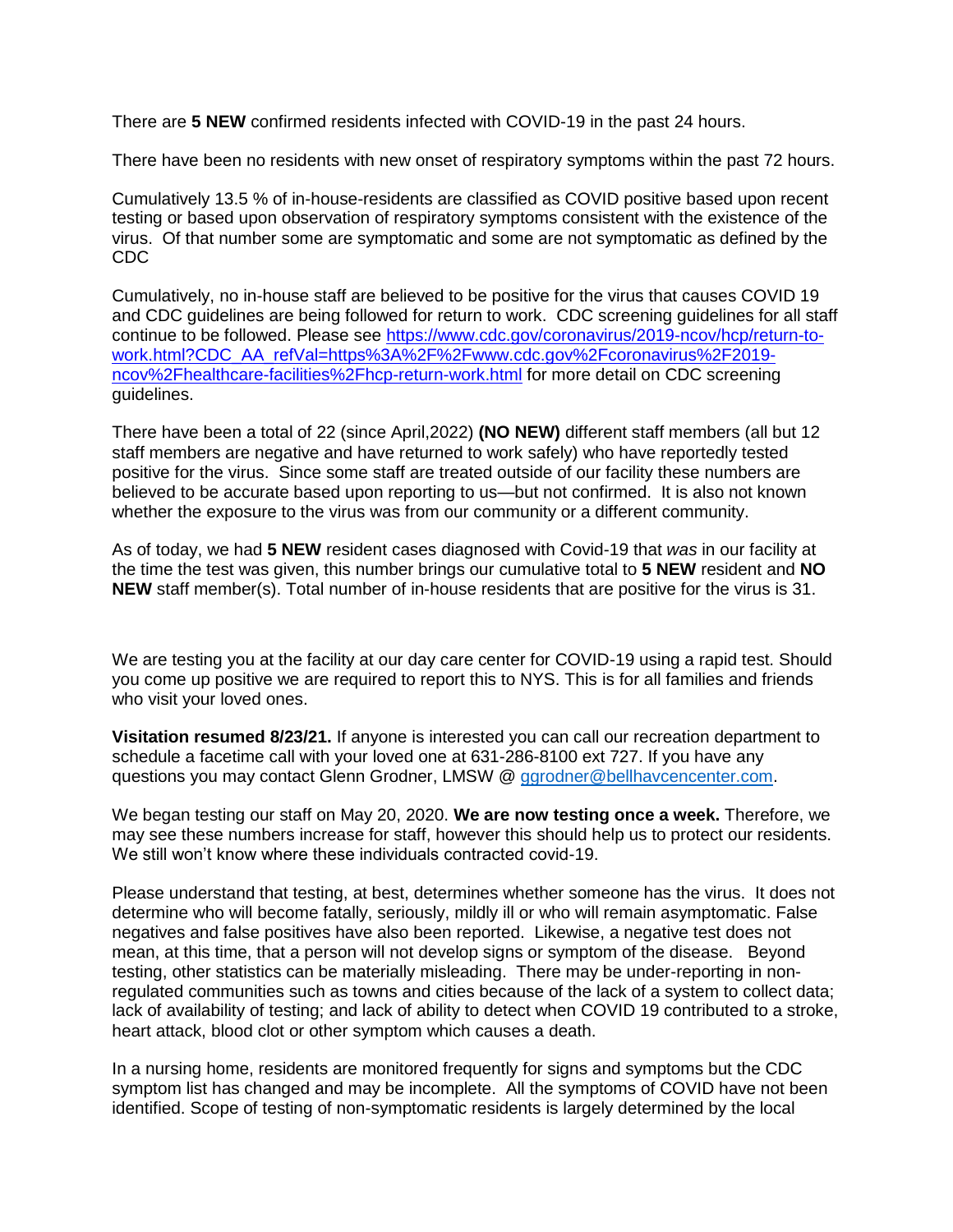There are **5 NEW** confirmed residents infected with COVID-19 in the past 24 hours.

There have been no residents with new onset of respiratory symptoms within the past 72 hours.

Cumulatively 13.5 % of in-house-residents are classified as COVID positive based upon recent testing or based upon observation of respiratory symptoms consistent with the existence of the virus. Of that number some are symptomatic and some are not symptomatic as defined by the CDC

Cumulatively, no in-house staff are believed to be positive for the virus that causes COVID 19 and CDC guidelines are being followed for return to work. CDC screening guidelines for all staff continue to be followed. Please see [https://www.cdc.gov/coronavirus/2019-ncov/hcp/return-to-work.html?CDC_AA_refVal=https%3A%2F%2Fwww.cdc.gov%2Fcoronavirus%2F2019-ncov%2Fhealthcare-facilities%2Fhcp-return-work.html](https://www.cdc.gov/coronavirus/2019-ncov/hcp/return-to-work.html?CDC_AA_refVal=https%3A%2F%2Fwww.cdc.gov%2Fcoronavirus%2F2019-ncov%2Fhealthcare-facilities%2Fhcp-return-work.html) for more detail on CDC screening guidelines.

There have been a total of 22 (since April,2022) **(NO NEW)** different staff members (all but 12 staff members are negative and have returned to work safely) who have reportedly tested positive for the virus. Since some staff are treated outside of our facility these numbers are believed to be accurate based upon reporting to us—but not confirmed. It is also not known whether the exposure to the virus was from our community or a different community.

As of today, we had **5 NEW** resident cases diagnosed with Covid-19 that *was* in our facility at the time the test was given, this number brings our cumulative total to **5 NEW** resident and **NO NEW** staff member(s). Total number of in-house residents that are positive for the virus is 31.

We are testing you at the facility at our day care center for COVID-19 using a rapid test. Should you come up positive we are required to report this to NYS. This is for all families and friends who visit your loved ones.

**Visitation resumed 8/23/21.** If anyone is interested you can call our recreation department to schedule a facetime call with your loved one at 631-286-8100 ext 727. If you have any questions you may contact Glenn Grodner, LMSW @ [ggrodner@bellhavcencenter.com](mailto:ggrodner@bellhavcencenter.com).

We began testing our staff on May 20, 2020. **We are now testing once a week.** Therefore, we may see these numbers increase for staff, however this should help us to protect our residents. We still won't know where these individuals contracted covid-19.

Please understand that testing, at best, determines whether someone has the virus. It does not determine who will become fatally, seriously, mildly ill or who will remain asymptomatic. False negatives and false positives have also been reported. Likewise, a negative test does not mean, at this time, that a person will not develop signs or symptom of the disease. Beyond testing, other statistics can be materially misleading. There may be under-reporting in non-regulated communities such as towns and cities because of the lack of a system to collect data; lack of availability of testing; and lack of ability to detect when COVID 19 contributed to a stroke, heart attack, blood clot or other symptom which causes a death.

In a nursing home, residents are monitored frequently for signs and symptoms but the CDC symptom list has changed and may be incomplete. All the symptoms of COVID have not been identified. Scope of testing of non-symptomatic residents is largely determined by the local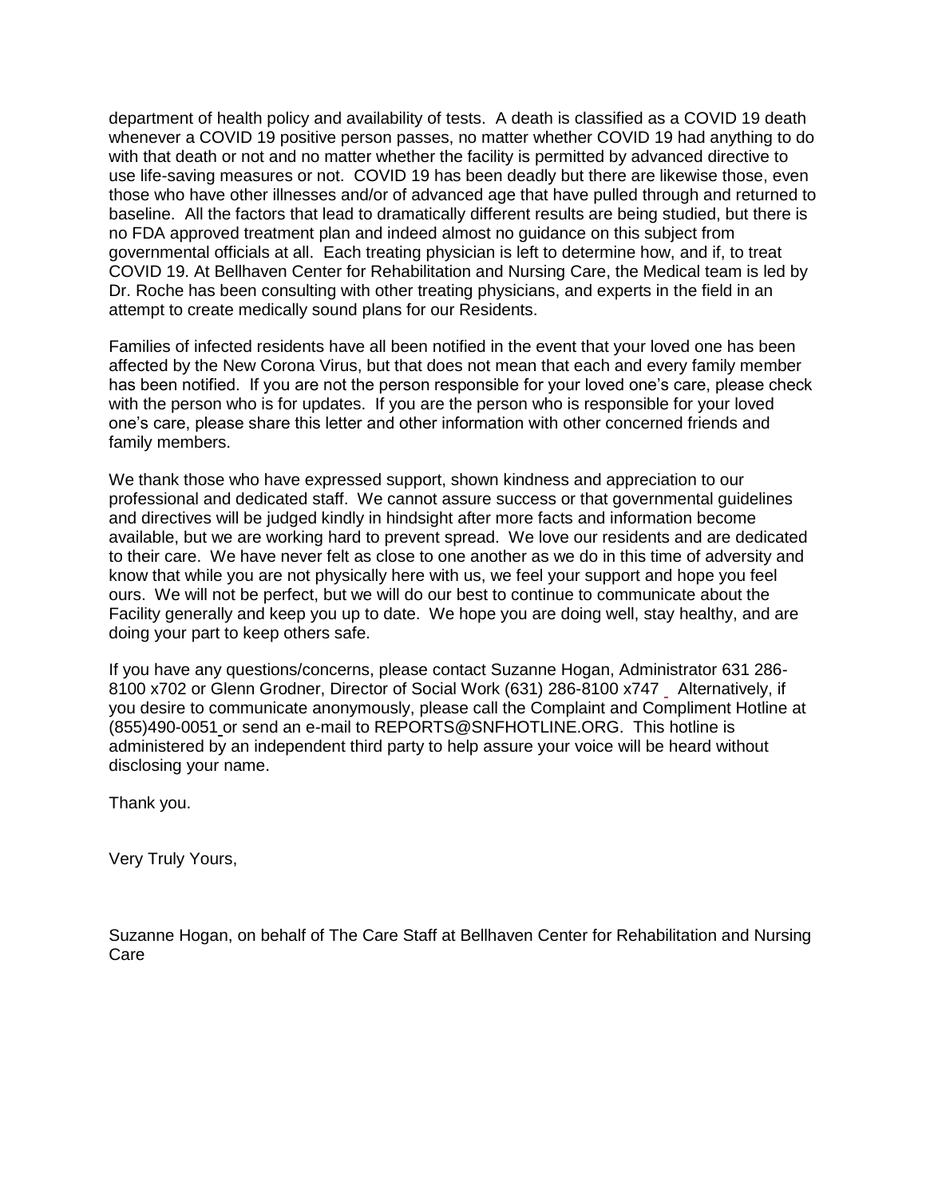department of health policy and availability of tests. A death is classified as a COVID 19 death whenever a COVID 19 positive person passes, no matter whether COVID 19 had anything to do with that death or not and no matter whether the facility is permitted by advanced directive to use life-saving measures or not. COVID 19 has been deadly but there are likewise those, even those who have other illnesses and/or of advanced age that have pulled through and returned to baseline. All the factors that lead to dramatically different results are being studied, but there is no FDA approved treatment plan and indeed almost no guidance on this subject from governmental officials at all. Each treating physician is left to determine how, and if, to treat COVID 19. At Bellhaven Center for Rehabilitation and Nursing Care, the Medical team is led by Dr. Roche has been consulting with other treating physicians, and experts in the field in an attempt to create medically sound plans for our Residents.

Families of infected residents have all been notified in the event that your loved one has been affected by the New Corona Virus, but that does not mean that each and every family member has been notified. If you are not the person responsible for your loved one's care, please check with the person who is for updates. If you are the person who is responsible for your loved one's care, please share this letter and other information with other concerned friends and family members.

We thank those who have expressed support, shown kindness and appreciation to our professional and dedicated staff. We cannot assure success or that governmental guidelines and directives will be judged kindly in hindsight after more facts and information become available, but we are working hard to prevent spread. We love our residents and are dedicated to their care. We have never felt as close to one another as we do in this time of adversity and know that while you are not physically here with us, we feel your support and hope you feel ours. We will not be perfect, but we will do our best to continue to communicate about the Facility generally and keep you up to date. We hope you are doing well, stay healthy, and are doing your part to keep others safe.

If you have any questions/concerns, please contact Suzanne Hogan, Administrator 631 286-8100 x702 or Glenn Grodner, Director of Social Work (631) 286-8100 x747 Alternatively, if you desire to communicate anonymously, please call the Complaint and Compliment Hotline at (855)490-0051 or send an e-mail to REPORTS@SNFHOTLINE.ORG. This hotline is administered by an independent third party to help assure your voice will be heard without disclosing your name.

Thank you.

Very Truly Yours,

Suzanne Hogan, on behalf of The Care Staff at Bellhaven Center for Rehabilitation and Nursing Care